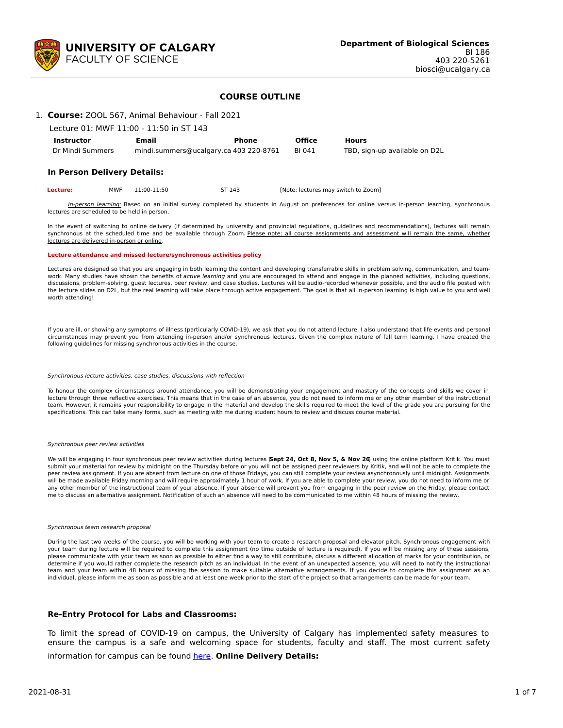**UNIVERSITY OF CALGARY**
FACULTY OF SCIENCE

**Department of Biological Sciences**
BI 186
403 220-5261
biosci@ucalgary.ca

## COURSE OUTLINE

1. **Course:** ZOOL 567, Animal Behaviour - Fall 2021

   Lecture 01: MWF 11:00 - 11:50 in ST 143

| Instructor | Email | Phone | Office | Hours |
|---|---|---|---|---|
| Dr Mindi Summers | mindi.summers@ucalgary.ca | 403 220-8761 | BI 041 | TBD, sign-up available on D2L |

### In Person Delivery Details:

| Lecture: | MWF | 11:00-11:50 | ST 143 | [Note: lectures may switch to Zoom] |
|---|---|---|---|---|

*In-person learning:* Based on an initial survey completed by students in August on preferences for online versus in-person learning, synchronous lectures are scheduled to be held in person.

In the event of switching to online delivery (if determined by university and provincial regulations, guidelines and recommendations), lectures will remain synchronous at the scheduled time and be available through Zoom. Please note: all course assignments and assessment will remain the same, whether lectures are delivered in-person or online.

**Lecture attendance and missed lecture/synchronous activities policy**

Lectures are designed so that you are engaging in both learning the content and developing transferrable skills in problem solving, communication, and team-work. Many studies have shown the benefits of *active learning* and you are encouraged to attend and engage in the planned activities, including questions, discussions, problem-solving, guest lectures, peer review, and case studies. Lectures will be audio-recorded whenever possible, and the audio file posted with the lecture slides on D2L, but the real learning will take place through active engagement. The goal is that all in-person learning is high value to you and well worth attending!

If you are ill, or showing any symptoms of illness (particularly COVID-19), we ask that you do not attend lecture. I also understand that life events and personal circumstances may prevent you from attending in-person and/or synchronous lectures. Given the complex nature of fall term learning, I have created the following guidelines for missing synchronous activities in the course.

*Synchronous lecture activities, case studies, discussions with reflection*

To honour the complex circumstances around attendance, you will be demonstrating your engagement and mastery of the concepts and skills we cover in lecture through three reflective exercises. This means that in the case of an absence, you do not need to inform me or any other member of the instructional team. However, it remains your responsibility to engage in the material and develop the skills required to meet the level of the grade you are pursuing for the specifications. This can take many forms, such as meeting with me during student hours to review and discuss course material.

*Synchronous peer review activities*

We will be engaging in four synchronous peer review activities during lectures (**Sept 24, Oct 8, Nov 5, & Nov 26**) using the online platform Kritik. You must submit your material for review by midnight on the Thursday before or you will not be assigned peer reviewers by Kritik, and will not be able to complete the peer review assignment. If you are absent from lecture on one of those Fridays, you can still complete your review asynchronously until midnight. Assignments will be made available Friday morning and will require approximately 1 hour of work. If you are able to complete your review, you do not need to inform me or any other member of the instructional team of your absence. If your absence will prevent you from engaging in the peer review on the Friday, please contact me to discuss an alternative assignment. Notification of such an absence will need to be communicated to me within 48 hours of missing the review.

*Synchronous team research proposal*

During the last two weeks of the course, you will be working with your team to create a research proposal and elevator pitch. Synchronous engagement with your team during lecture will be required to complete this assignment (no time outside of lecture is required). If you will be missing any of these sessions, please communicate with your team as soon as possible to either find a way to still contribute, discuss a different allocation of marks for your contribution, or determine if you would rather complete the research pitch as an individual. In the event of an unexpected absence, you will need to notify the instructional team and your team within 48 hours of missing the session to make suitable alternative arrangements. If you decide to complete this assignment as an individual, please inform me as soon as possible and at least one week prior to the start of the project so that arrangements can be made for your team.

### Re-Entry Protocol for Labs and Classrooms:

To limit the spread of COVID-19 on campus, the University of Calgary has implemented safety measures to ensure the campus is a safe and welcoming space for students, faculty and staff. The most current safety information for campus can be found here. **Online Delivery Details:**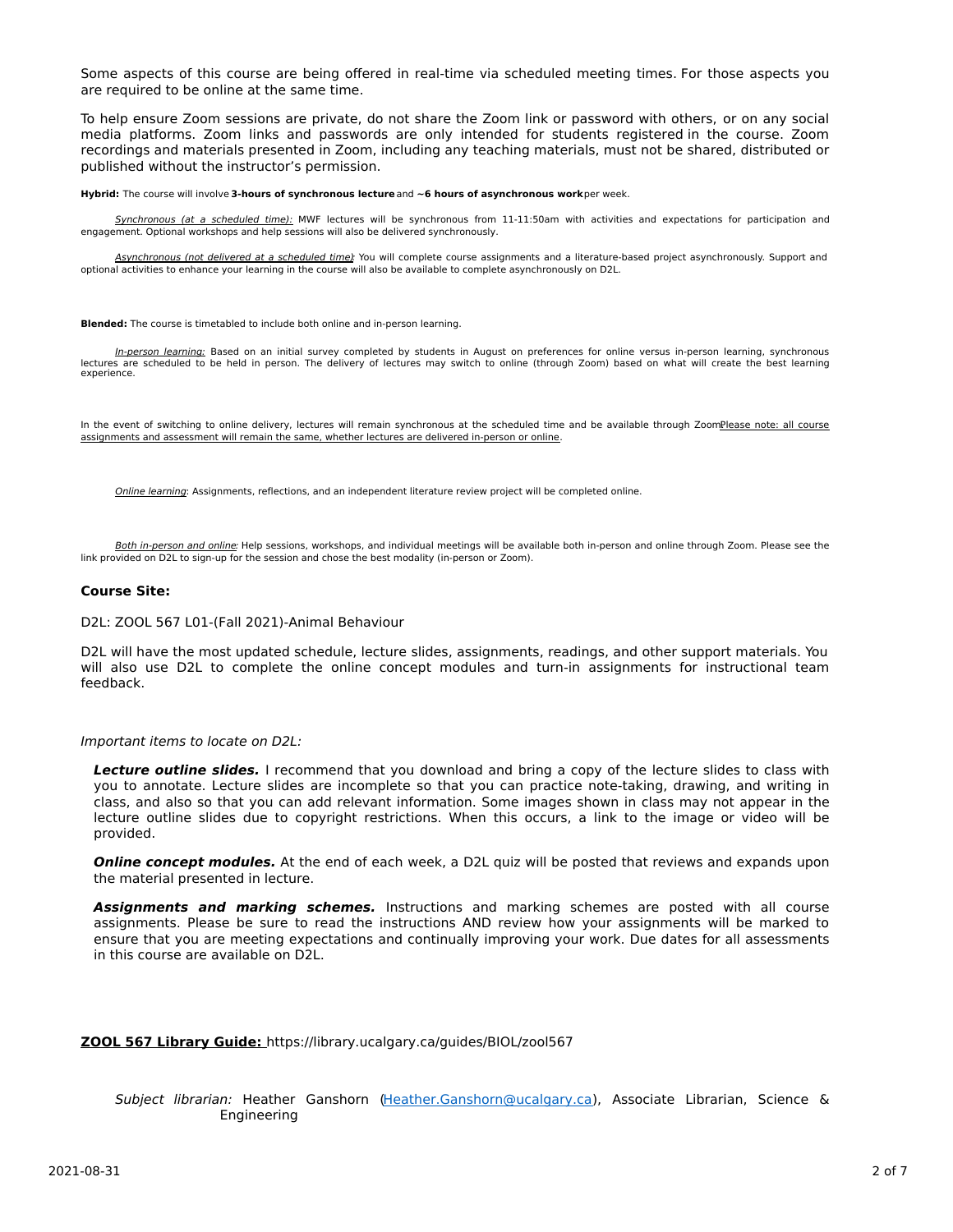Some aspects of this course are being offered in real-time via scheduled meeting times. For those aspects you are required to be online at the same time.

To help ensure Zoom sessions are private, do not share the Zoom link or password with others, or on any social media platforms. Zoom links and passwords are only intended for students registered in the course. Zoom recordings and materials presented in Zoom, including any teaching materials, must not be shared, distributed or published without the instructor's permission.

**Hybrid:** The course will involve **3-hours of synchronous lecture** and **~6 hours of asynchronous work** per week.

<u>*Synchronous (at a scheduled time):*</u> MWF lectures will be synchronous from 11-11:50am with activities and expectations for participation and engagement. Optional workshops and help sessions will also be delivered synchronously.

<u>*Asynchronous (not delivered at a scheduled time):*</u> You will complete course assignments and a literature-based project asynchronously. Support and optional activities to enhance your learning in the course will also be available to complete asynchronously on D2L.

**Blended:** The course is timetabled to include both online and in-person learning.

<u>*In-person learning:*</u> Based on an initial survey completed by students in August on preferences for online versus in-person learning, synchronous lectures are scheduled to be held in person. The delivery of lectures may switch to online (through Zoom) based on what will create the best learning experience.

In the event of switching to online delivery, lectures will remain synchronous at the scheduled time and be available through Zoom. <u>Please note: all course assignments and assessment will remain the same, whether lectures are delivered in-person or online</u>.

<u>*Online learning*</u>: Assignments, reflections, and an independent literature review project will be completed online.

<u>*Both in-person and online*</u>: Help sessions, workshops, and individual meetings will be available both in-person and online through Zoom. Please see the link provided on D2L to sign-up for the session and chose the best modality (in-person or Zoom).

### Course Site:

D2L: ZOOL 567 L01-(Fall 2021)-Animal Behaviour

D2L will have the most updated schedule, lecture slides, assignments, readings, and other support materials. You will also use D2L to complete the online concept modules and turn-in assignments for instructional team feedback.

*Important items to locate on D2L:*

***Lecture outline slides.*** I recommend that you download and bring a copy of the lecture slides to class with you to annotate. Lecture slides are incomplete so that you can practice note-taking, drawing, and writing in class, and also so that you can add relevant information. Some images shown in class may not appear in the lecture outline slides due to copyright restrictions. When this occurs, a link to the image or video will be provided.

***Online concept modules.*** At the end of each week, a D2L quiz will be posted that reviews and expands upon the material presented in lecture.

***Assignments and marking schemes.*** Instructions and marking schemes are posted with all course assignments. Please be sure to read the instructions AND review how your assignments will be marked to ensure that you are meeting expectations and continually improving your work. Due dates for all assessments in this course are available on D2L.

<u>**ZOOL 567 Library Guide:**</u> https://library.ucalgary.ca/guides/BIOL/zool567

*Subject librarian:* Heather Ganshorn (Heather.Ganshorn@ucalgary.ca), Associate Librarian, Science & Engineering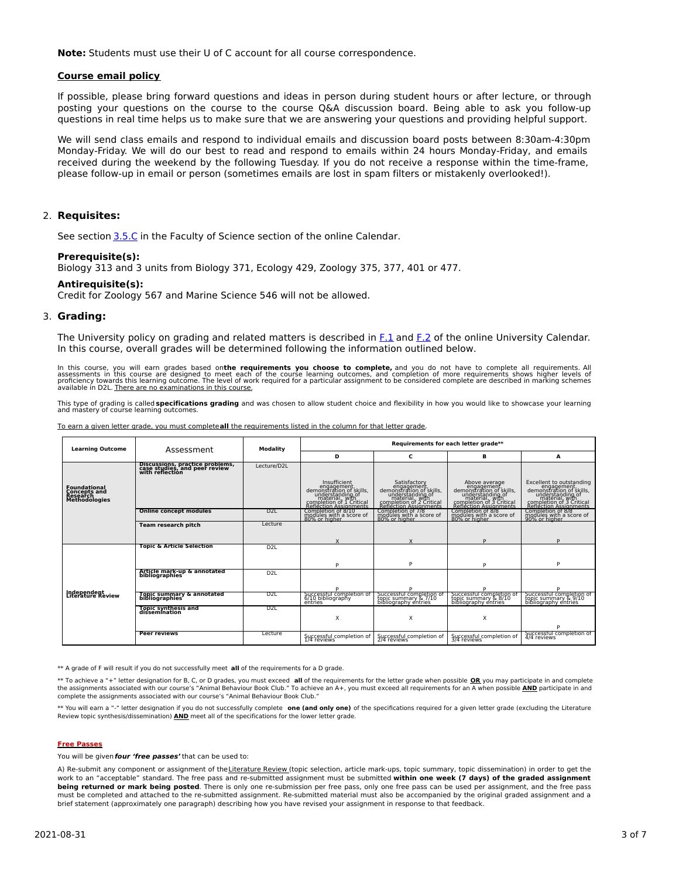**Note:** Students must use their U of C account for all course correspondence.

**Course email policy**

If possible, please bring forward questions and ideas in person during student hours or after lecture, or through posting your questions on the course to the course Q&A discussion board. Being able to ask you follow-up questions in real time helps us to make sure that we are answering your questions and providing helpful support.

We will send class emails and respond to individual emails and discussion board posts between 8:30am-4:30pm Monday-Friday. We will do our best to read and respond to emails within 24 hours Monday-Friday, and emails received during the weekend by the following Tuesday. If you do not receive a response within the time-frame, please follow-up in email or person (sometimes emails are lost in spam filters or mistakenly overlooked!).

## 2. Requisites:

See section 3.5.C in the Faculty of Science section of the online Calendar.

**Prerequisite(s):**
Biology 313 and 3 units from Biology 371, Ecology 429, Zoology 375, 377, 401 or 477.

**Antirequisite(s):**
Credit for Zoology 567 and Marine Science 546 will not be allowed.

## 3. Grading:

The University policy on grading and related matters is described in F.1 and F.2 of the online University Calendar. In this course, overall grades will be determined following the information outlined below.

In this course, you will earn grades based on **the requirements you choose to complete,** and you do not have to complete all requirements. All assessments in this course are designed to meet each of the course learning outcomes, and completion of more requirements shows higher levels of proficiency towards this learning outcome. The level of work required for a particular assignment to be considered complete are described in marking schemes available in D2L. There are no examinations in this course.

This type of grading is called **specifications grading** and was chosen to allow student choice and flexibility in how you would like to showcase your learning and mastery of course learning outcomes.

To earn a given letter grade, you must complete **all** the requirements listed in the column for that letter grade.

| Learning Outcome | Assessment | Modality | Requirements for each letter grade** | | | |
|---|---|---|---|---|---|---|
| | | | D | C | B | A |
| **Foundational Concepts and Research Methodologies** | **Discussions, practice problems, case studies, and peer review with reflection** | Lecture/D2L | Insufficient engagement, demonstration of skills, understanding of material, with completion of 1 Critical Reflection Assignments | Satisfactory engagement, demonstration of skills, understanding of material, with completion of 2 Critical Reflection Assignments | Above average engagement, demonstration of skills, understanding of material, with completion of 3 Critical Reflection Assignments | Excellent to outstanding engagement, demonstration of skills, understanding of material, with completion of 3 Critical Reflection Assignments |
| | **Online concept modules** | D2L | Completion of 8/10 modules with a score of 80% or higher | Completion of 7/8 modules with a score of 80% or higher | Completion of 8/8 modules with a score of 80% or higher | Completion of 8/8 modules with a score of 90% or higher |
| | **Team research pitch** | Lecture | X | X | P | P |
| **Independent Literature Review** | **Topic & Article Selection** | D2L | P | P | P | P |
| | **Article mark-up & annotated bibliographies** | D2L | P | P | P | P |
| | **Topic summary & annotated bibliographies** | D2L | Successful completion of 6/10 bibliography entries | Successful completion of topic summary & 7/10 bibliography entries | Successful completion of topic summary & 8/10 bibliography entries | Successful completion of topic summary & 9/10 bibliography entries |
| | **Topic synthesis and dissemination** | D2L | X | X | X | P |
| | **Peer reviews** | Lecture | Successful completion of 1/4 reviews | Successful completion of 2/4 reviews | Successful completion of 3/4 reviews | Successful completion of 4/4 reviews |

** A grade of F will result if you do not successfully meet **all** of the requirements for a D grade.

** To achieve a "+" letter designation for B, C, or D grades, you must exceed **all** of the requirements for the letter grade when possible **OR** you may participate in and complete the assignments associated with our course's "Animal Behaviour Book Club." To achieve an A+, you must exceed all requirements for an A when possible **AND** participate in and complete the assignments associated with our course's "Animal Behaviour Book Club."

** You will earn a "-" letter designation if you do not successfully complete **one (and only one)** of the specifications required for a given letter grade (excluding the Literature Review topic synthesis/dissemination) **AND** meet all of the specifications for the lower letter grade.

**Free Passes**

You will be given ***four 'free passes'*** that can be used to:

A) Re-submit any component or assignment of the Literature Review (topic selection, article mark-ups, topic summary, topic dissemination) in order to get the work to an "acceptable" standard. The free pass and re-submitted assignment must be submitted **within one week (7 days) of the graded assignment being returned or mark being posted**. There is only one re-submission per free pass, only one free pass can be used per assignment, and the free pass must be completed and attached to the re-submitted assignment. Re-submitted material must also be accompanied by the original graded assignment and a brief statement (approximately one paragraph) describing how you have revised your assignment in response to that feedback.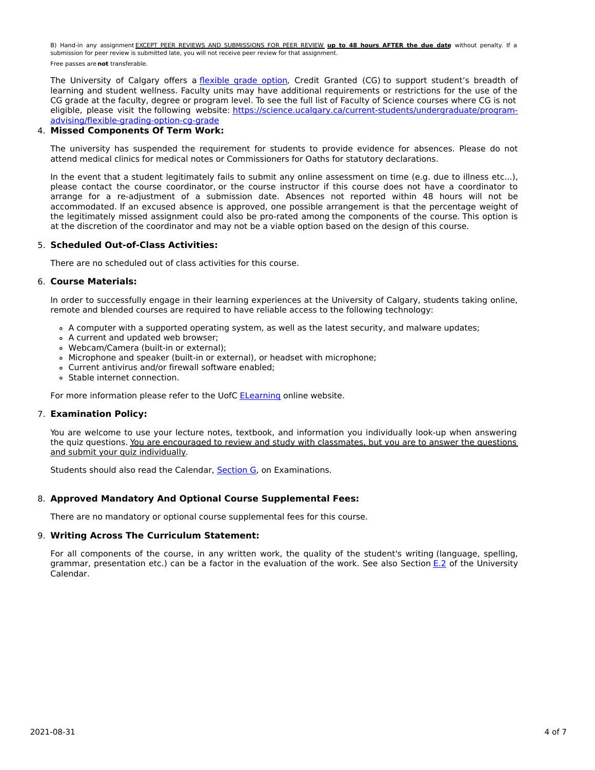B) Hand-in any assignment EXCEPT PEER REVIEWS AND SUBMISSIONS FOR PEER REVIEW **up to 48 hours AFTER the due date** without penalty. If a submission for peer review is submitted late, you will not receive peer review for that assignment.

Free passes are **not** transferable.

The University of Calgary offers a [flexible grade option](), Credit Granted (CG) to support student's breadth of learning and student wellness. Faculty units may have additional requirements or restrictions for the use of the CG grade at the faculty, degree or program level. To see the full list of Faculty of Science courses where CG is not eligible, please visit the following website: [https://science.ucalgary.ca/current-students/undergraduate/program-advising/flexible-grading-option-cg-grade](https://science.ucalgary.ca/current-students/undergraduate/program-advising/flexible-grading-option-cg-grade)

4. **Missed Components Of Term Work:**

   The university has suspended the requirement for students to provide evidence for absences. Please do not attend medical clinics for medical notes or Commissioners for Oaths for statutory declarations.

   In the event that a student legitimately fails to submit any online assessment on time (e.g. due to illness etc...), please contact the course coordinator, or the course instructor if this course does not have a coordinator to arrange for a re-adjustment of a submission date. Absences not reported within 48 hours will not be accommodated. If an excused absence is approved, one possible arrangement is that the percentage weight of the legitimately missed assignment could also be pro-rated among the components of the course. This option is at the discretion of the coordinator and may not be a viable option based on the design of this course.

5. **Scheduled Out-of-Class Activities:**

   There are no scheduled out of class activities for this course.

6. **Course Materials:**

   In order to successfully engage in their learning experiences at the University of Calgary, students taking online, remote and blended courses are required to have reliable access to the following technology:

   - A computer with a supported operating system, as well as the latest security, and malware updates;
   - A current and updated web browser;
   - Webcam/Camera (built-in or external);
   - Microphone and speaker (built-in or external), or headset with microphone;
   - Current antivirus and/or firewall software enabled;
   - Stable internet connection.

   For more information please refer to the UofC [ELearning]() online website.

7. **Examination Policy:**

   You are welcome to use your lecture notes, textbook, and information you individually look-up when answering the quiz questions. You are encouraged to review and study with classmates, but you are to answer the questions and submit your quiz individually.

   Students should also read the Calendar, [Section G](), on Examinations.

8. **Approved Mandatory And Optional Course Supplemental Fees:**

   There are no mandatory or optional course supplemental fees for this course.

9. **Writing Across The Curriculum Statement:**

   For all components of the course, in any written work, the quality of the student's writing (language, spelling, grammar, presentation etc.) can be a factor in the evaluation of the work. See also Section [E.2]() of the University Calendar.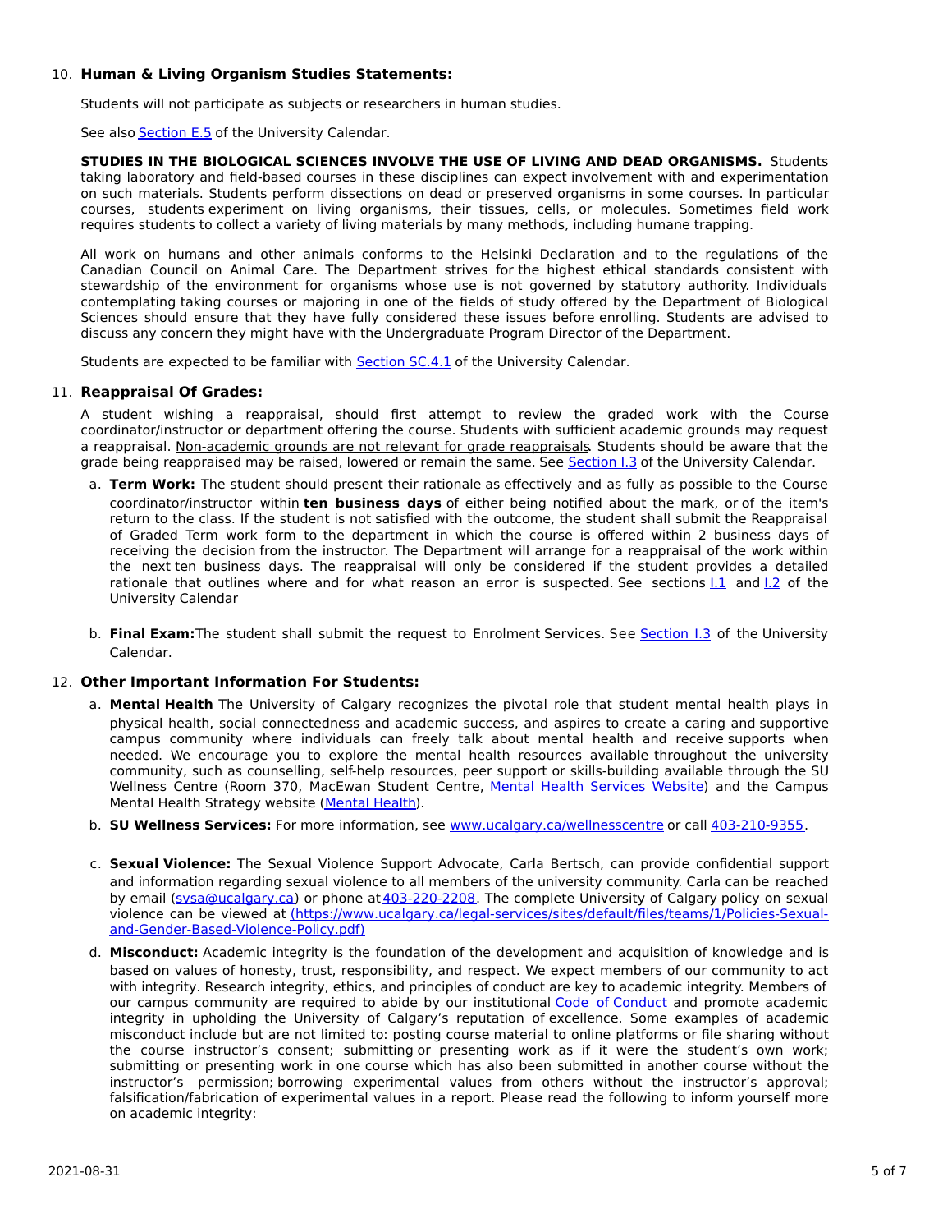10. **Human & Living Organism Studies Statements:**

    Students will not participate as subjects or researchers in human studies.

    See also [Section E.5](#) of the University Calendar.

    **STUDIES IN THE BIOLOGICAL SCIENCES INVOLVE THE USE OF LIVING AND DEAD ORGANISMS.** Students taking laboratory and field-based courses in these disciplines can expect involvement with and experimentation on such materials. Students perform dissections on dead or preserved organisms in some courses. In particular courses, students experiment on living organisms, their tissues, cells, or molecules. Sometimes field work requires students to collect a variety of living materials by many methods, including humane trapping.

    All work on humans and other animals conforms to the Helsinki Declaration and to the regulations of the Canadian Council on Animal Care. The Department strives for the highest ethical standards consistent with stewardship of the environment for organisms whose use is not governed by statutory authority. Individuals contemplating taking courses or majoring in one of the fields of study offered by the Department of Biological Sciences should ensure that they have fully considered these issues before enrolling. Students are advised to discuss any concern they might have with the Undergraduate Program Director of the Department.

    Students are expected to be familiar with [Section SC.4.1](#) of the University Calendar.

11. **Reappraisal Of Grades:**

    A student wishing a reappraisal, should first attempt to review the graded work with the Course coordinator/instructor or department offering the course. Students with sufficient academic grounds may request a reappraisal. Non-academic grounds are not relevant for grade reappraisals. Students should be aware that the grade being reappraised may be raised, lowered or remain the same. See [Section I.3](#) of the University Calendar.

    a. **Term Work:** The student should present their rationale as effectively and as fully as possible to the Course coordinator/instructor within **ten business days** of either being notified about the mark, or of the item's return to the class. If the student is not satisfied with the outcome, the student shall submit the Reappraisal of Graded Term work form to the department in which the course is offered within 2 business days of receiving the decision from the instructor. The Department will arrange for a reappraisal of the work within the next ten business days. The reappraisal will only be considered if the student provides a detailed rationale that outlines where and for what reason an error is suspected. See sections [I.1](#) and [I.2](#) of the University Calendar

    b. **Final Exam:** The student shall submit the request to Enrolment Services. See [Section I.3](#) of the University Calendar.

12. **Other Important Information For Students:**

    a. **Mental Health** The University of Calgary recognizes the pivotal role that student mental health plays in physical health, social connectedness and academic success, and aspires to create a caring and supportive campus community where individuals can freely talk about mental health and receive supports when needed. We encourage you to explore the mental health resources available throughout the university community, such as counselling, self-help resources, peer support or skills-building available through the SU Wellness Centre (Room 370, MacEwan Student Centre, [Mental Health Services Website](#)) and the Campus Mental Health Strategy website ([Mental Health](#)).

    b. **SU Wellness Services:** For more information, see [www.ucalgary.ca/wellnesscentre](#) or call [403-210-9355](#).

    c. **Sexual Violence:** The Sexual Violence Support Advocate, Carla Bertsch, can provide confidential support and information regarding sexual violence to all members of the university community. Carla can be reached by email ([svsa@ucalgary.ca](#)) or phone at [403-220-2208](#). The complete University of Calgary policy on sexual violence can be viewed at [(https://www.ucalgary.ca/legal-services/sites/default/files/teams/1/Policies-Sexual-and-Gender-Based-Violence-Policy.pdf)](#)

    d. **Misconduct:** Academic integrity is the foundation of the development and acquisition of knowledge and is based on values of honesty, trust, responsibility, and respect. We expect members of our community to act with integrity. Research integrity, ethics, and principles of conduct are key to academic integrity. Members of our campus community are required to abide by our institutional [Code of Conduct](#) and promote academic integrity in upholding the University of Calgary's reputation of excellence. Some examples of academic misconduct include but are not limited to: posting course material to online platforms or file sharing without the course instructor's consent; submitting or presenting work as if it were the student's own work; submitting or presenting work in one course which has also been submitted in another course without the instructor's permission; borrowing experimental values from others without the instructor's approval; falsification/fabrication of experimental values in a report. Please read the following to inform yourself more on academic integrity: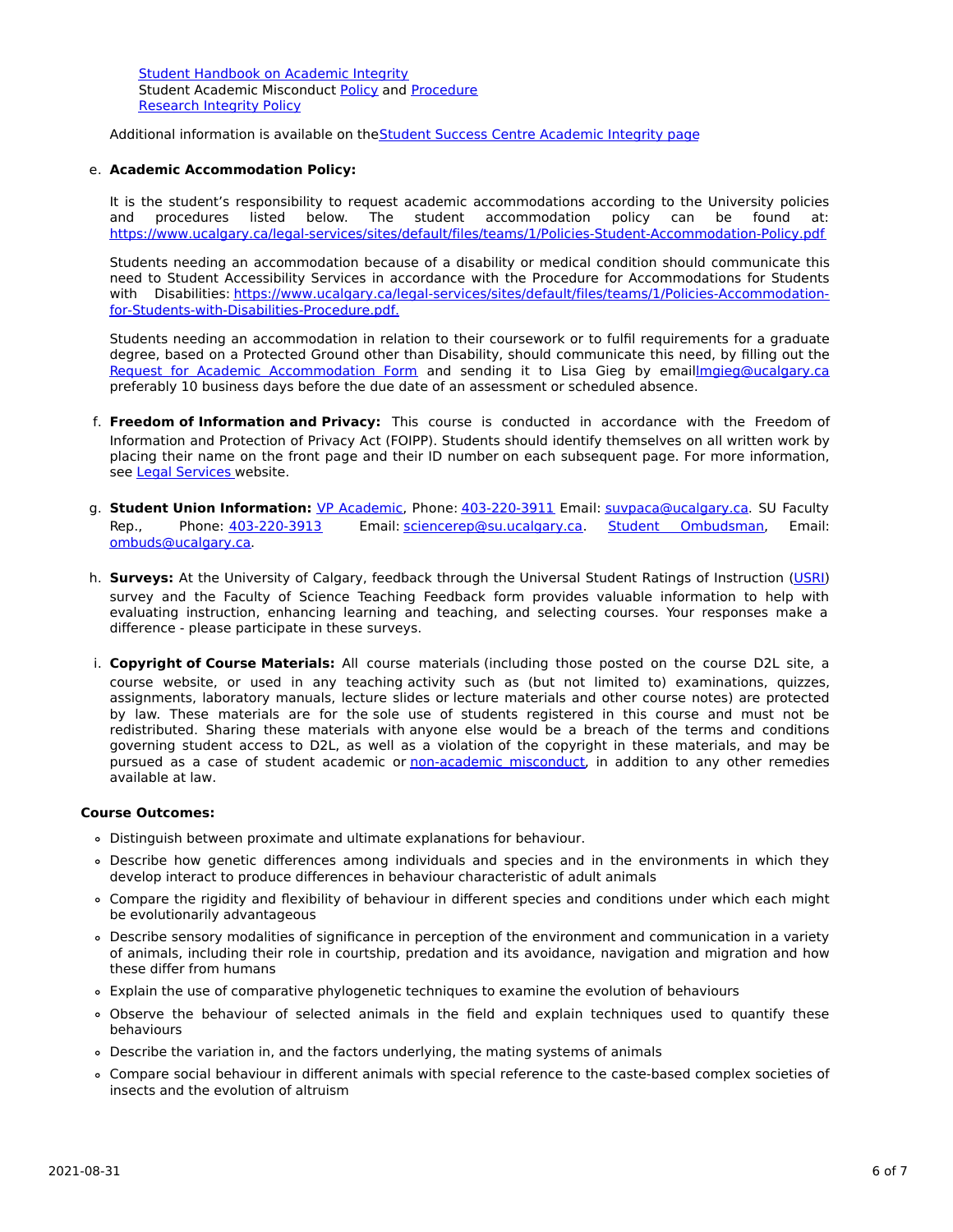[Student Handbook on Academic Integrity](#)
Student Academic Misconduct [Policy](#) and [Procedure](#)
[Research Integrity Policy](#)

Additional information is available on the [Student Success Centre Academic Integrity page](#)

e. **Academic Accommodation Policy:**

   It is the student's responsibility to request academic accommodations according to the University policies and procedures listed below. The student accommodation policy can be found at: https://www.ucalgary.ca/legal-services/sites/default/files/teams/1/Policies-Student-Accommodation-Policy.pdf

   Students needing an accommodation because of a disability or medical condition should communicate this need to Student Accessibility Services in accordance with the Procedure for Accommodations for Students with Disabilities: https://www.ucalgary.ca/legal-services/sites/default/files/teams/1/Policies-Accommodation-for-Students-with-Disabilities-Procedure.pdf.

   Students needing an accommodation in relation to their coursework or to fulfil requirements for a graduate degree, based on a Protected Ground other than Disability, should communicate this need, by filling out the [Request for Academic Accommodation Form](#) and sending it to Lisa Gieg by email lmgieg@ucalgary.ca preferably 10 business days before the due date of an assessment or scheduled absence.

f. **Freedom of Information and Privacy:** This course is conducted in accordance with the Freedom of Information and Protection of Privacy Act (FOIPP). Students should identify themselves on all written work by placing their name on the front page and their ID number on each subsequent page. For more information, see [Legal Services](#) website.

g. **Student Union Information:** [VP Academic](#), Phone: 403-220-3911 Email: suvpaca@ucalgary.ca. SU Faculty Rep., Phone: 403-220-3913 Email: sciencerep@su.ucalgary.ca. [Student Ombudsman](#), Email: ombuds@ucalgary.ca.

h. **Surveys:** At the University of Calgary, feedback through the Universal Student Ratings of Instruction ([USRI](#)) survey and the Faculty of Science Teaching Feedback form provides valuable information to help with evaluating instruction, enhancing learning and teaching, and selecting courses. Your responses make a difference - please participate in these surveys.

i. **Copyright of Course Materials:** All course materials (including those posted on the course D2L site, a course website, or used in any teaching activity such as (but not limited to) examinations, quizzes, assignments, laboratory manuals, lecture slides or lecture materials and other course notes) are protected by law. These materials are for the sole use of students registered in this course and must not be redistributed. Sharing these materials with anyone else would be a breach of the terms and conditions governing student access to D2L, as well as a violation of the copyright in these materials, and may be pursued as a case of student academic or [non-academic misconduct](#), in addition to any other remedies available at law.

**Course Outcomes:**

- Distinguish between proximate and ultimate explanations for behaviour.
- Describe how genetic differences among individuals and species and in the environments in which they develop interact to produce differences in behaviour characteristic of adult animals
- Compare the rigidity and flexibility of behaviour in different species and conditions under which each might be evolutionarily advantageous
- Describe sensory modalities of significance in perception of the environment and communication in a variety of animals, including their role in courtship, predation and its avoidance, navigation and migration and how these differ from humans
- Explain the use of comparative phylogenetic techniques to examine the evolution of behaviours
- Observe the behaviour of selected animals in the field and explain techniques used to quantify these behaviours
- Describe the variation in, and the factors underlying, the mating systems of animals
- Compare social behaviour in different animals with special reference to the caste-based complex societies of insects and the evolution of altruism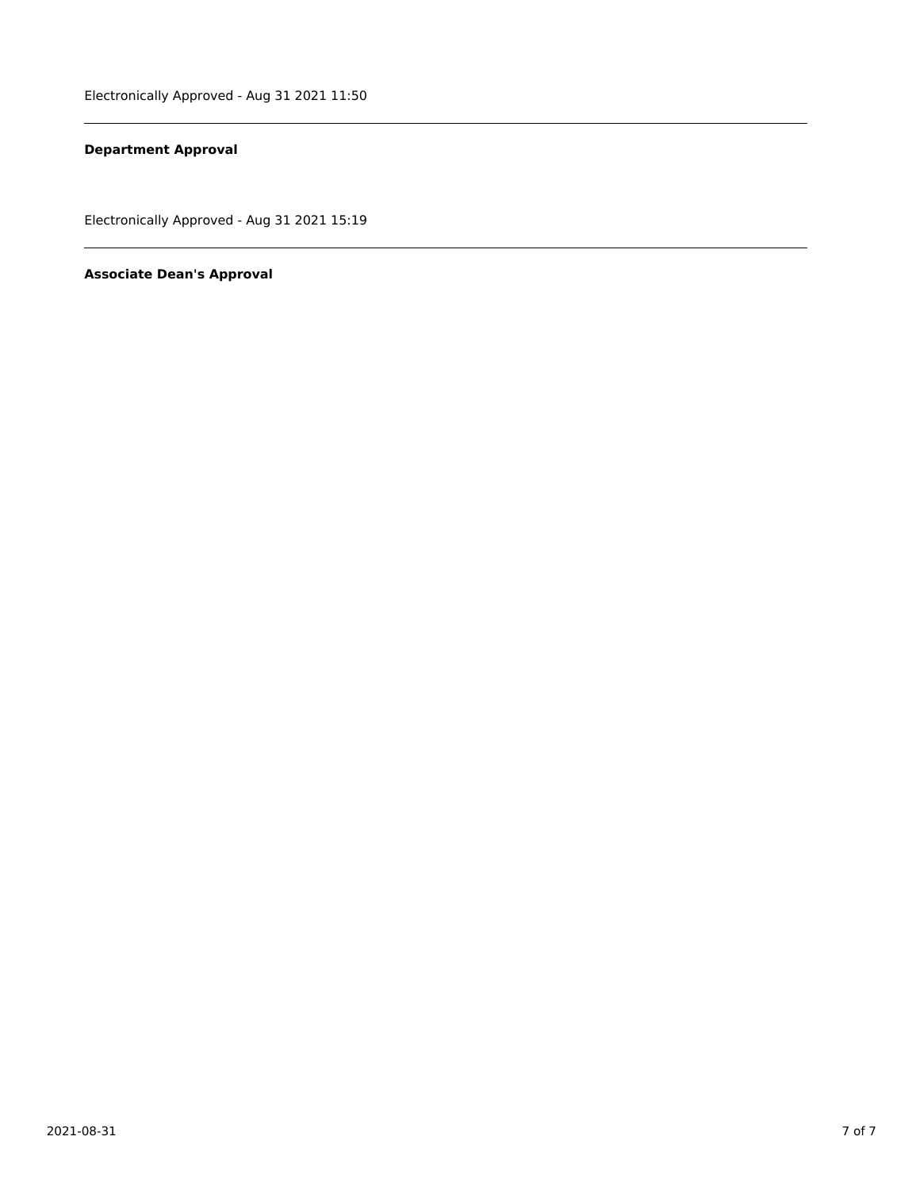Electronically Approved - Aug 31 2021 11:50

---

**Department Approval**

Electronically Approved - Aug 31 2021 15:19

---

**Associate Dean's Approval**